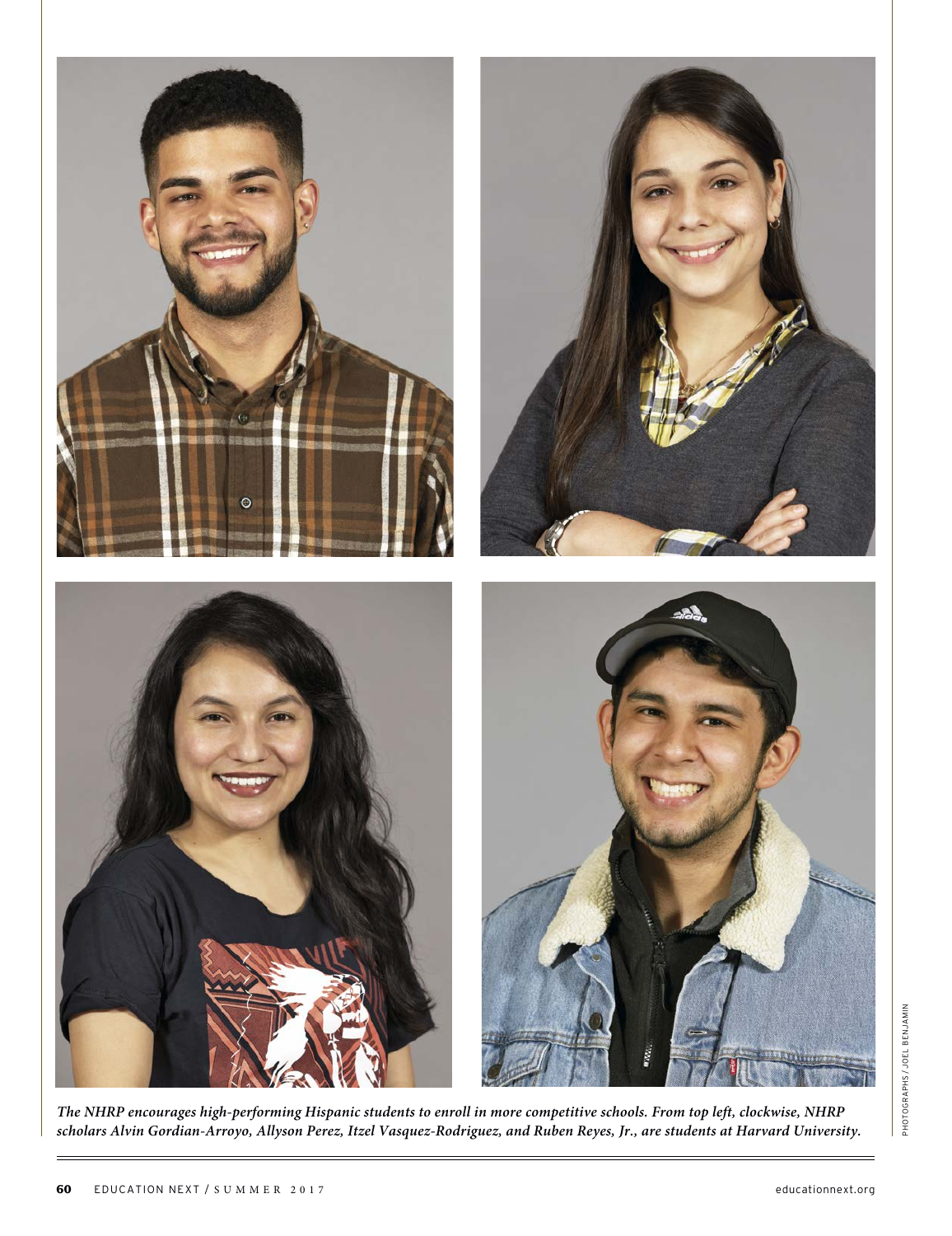*The NHRP encourages high-performing Hispanic students to enroll in more competitive schools. From top left, clockwise, NHRP scholars Alvin Gordian-Arroyo, Allyson Perez, Itzel Vasquez-Rodriguez, and Ruben Reyes, Jr., are students at Harvard University.*

PHOTOGRAPHS / JOEL BENJAMIN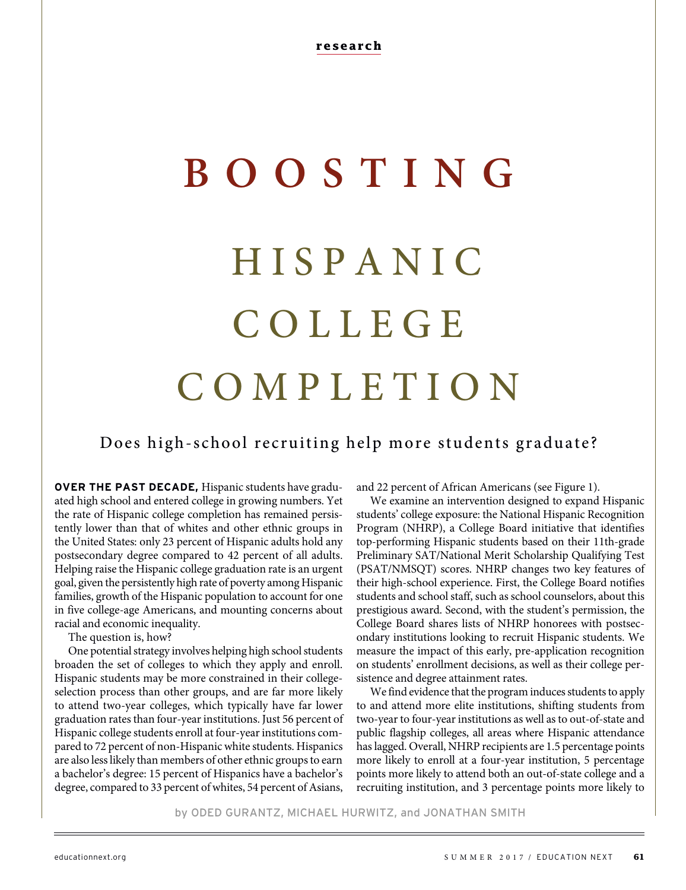research

# BOOSTING HISPANIC COLLEGE COMPLETION

## Does high-school recruiting help more students graduate?

**OVER THE PAST DECADE,** Hispanic students have graduated high school and entered college in growing numbers. Yet the rate of Hispanic college completion has remained persistently lower than that of whites and other ethnic groups in the United States: only 23 percent of Hispanic adults hold any postsecondary degree compared to 42 percent of all adults. Helping raise the Hispanic college graduation rate is an urgent goal, given the persistently high rate of poverty among Hispanic families, growth of the Hispanic population to account for one in five college-age Americans, and mounting concerns about racial and economic inequality.

The question is, how?

One potential strategy involves helping high school students broaden the set of colleges to which they apply and enroll. Hispanic students may be more constrained in their college-selection process than other groups, and are far more likely to attend two-year colleges, which typically have far lower graduation rates than four-year institutions. Just 56 percent of Hispanic college students enroll at four-year institutions compared to 72 percent of non-Hispanic white students. Hispanics are also less likely than members of other ethnic groups to earn a bachelor's degree: 15 percent of Hispanics have a bachelor's degree, compared to 33 percent of whites, 54 percent of Asians, and 22 percent of African Americans (see Figure 1).

We examine an intervention designed to expand Hispanic students' college exposure: the National Hispanic Recognition Program (NHRP), a College Board initiative that identifies top-performing Hispanic students based on their 11th-grade Preliminary SAT/National Merit Scholarship Qualifying Test (PSAT/NMSQT) scores. NHRP changes two key features of their high-school experience. First, the College Board notifies students and school staff, such as school counselors, about this prestigious award. Second, with the student's permission, the College Board shares lists of NHRP honorees with postsecondary institutions looking to recruit Hispanic students. We measure the impact of this early, pre-application recognition on students' enrollment decisions, as well as their college persistence and degree attainment rates.

We find evidence that the program induces students to apply to and attend more elite institutions, shifting students from two-year to four-year institutions as well as to out-of-state and public flagship colleges, all areas where Hispanic attendance has lagged. Overall, NHRP recipients are 1.5 percentage points more likely to enroll at a four-year institution, 5 percentage points more likely to attend both an out-of-state college and a recruiting institution, and 3 percentage points more likely to

by ODED GURANTZ, MICHAEL HURWITZ, and JONATHAN SMITH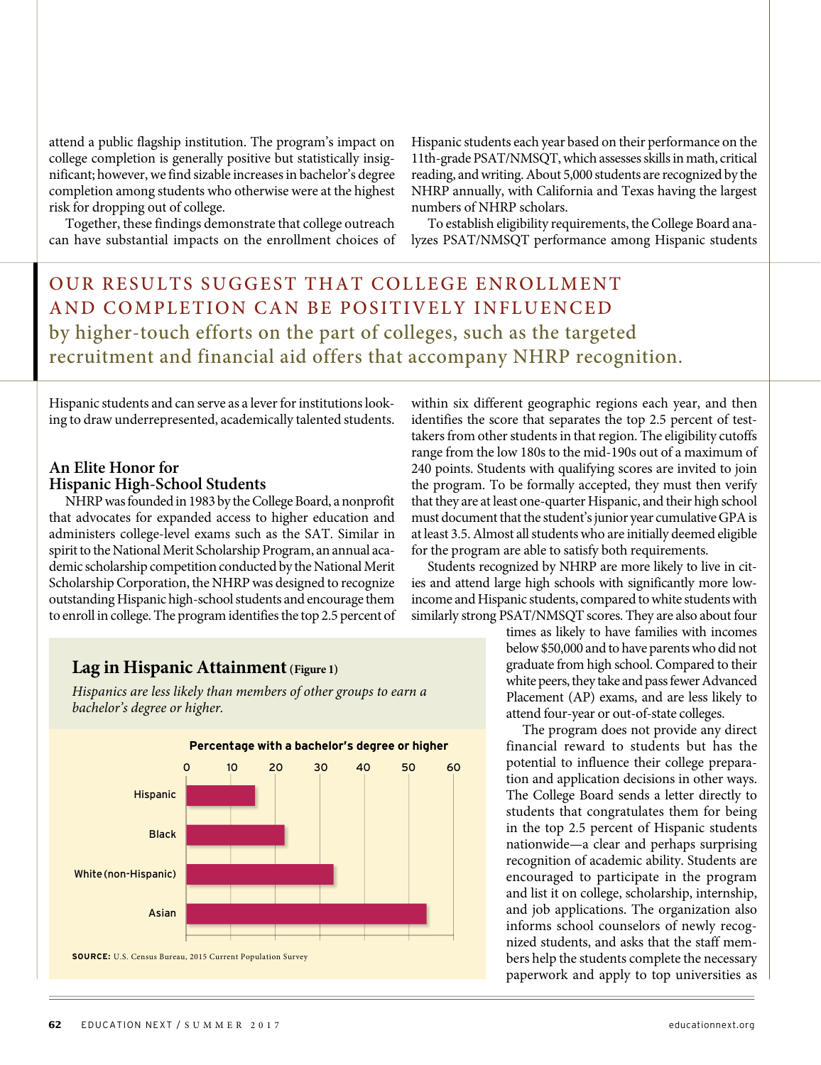attend a public flagship institution. The program's impact on college completion is generally positive but statistically insignificant; however, we find sizable increases in bachelor's degree completion among students who otherwise were at the highest risk for dropping out of college.

Together, these findings demonstrate that college outreach can have substantial impacts on the enrollment choices of Hispanic students and can serve as a lever for institutions looking to draw underrepresented, academically talented students.

> OUR RESULTS SUGGEST THAT COLLEGE ENROLLMENT AND COMPLETION CAN BE POSITIVELY INFLUENCED by higher-touch efforts on the part of colleges, such as the targeted recruitment and financial aid offers that accompany NHRP recognition.

### An Elite Honor for Hispanic High-School Students

NHRP was founded in 1983 by the College Board, a nonprofit that advocates for expanded access to higher education and administers college-level exams such as the SAT. Similar in spirit to the National Merit Scholarship Program, an annual academic scholarship competition conducted by the National Merit Scholarship Corporation, the NHRP was designed to recognize outstanding Hispanic high-school students and encourage them to enroll in college. The program identifies the top 2.5 percent of Hispanic students each year based on their performance on the 11th-grade PSAT/NMSQT, which assesses skills in math, critical reading, and writing. About 5,000 students are recognized by the NHRP annually, with California and Texas having the largest numbers of NHRP scholars.

To establish eligibility requirements, the College Board analyzes PSAT/NMSQT performance among Hispanic students within six different geographic regions each year, and then identifies the score that separates the top 2.5 percent of test-takers from other students in that region. The eligibility cutoffs range from the low 180s to the mid-190s out of a maximum of 240 points. Students with qualifying scores are invited to join the program. To be formally accepted, they must then verify that they are at least one-quarter Hispanic, and their high school must document that the student's junior year cumulative GPA is at least 3.5. Almost all students who are initially deemed eligible for the program are able to satisfy both requirements.

Students recognized by NHRP are more likely to live in cities and attend large high schools with significantly more low-income and Hispanic students, compared to white students with similarly strong PSAT/NMSQT scores. They are also about four times as likely to have families with incomes below $50,000 and to have parents who did not graduate from high school. Compared to their white peers, they take and pass fewer Advanced Placement (AP) exams, and are less likely to attend four-year or out-of-state colleges.

The program does not provide any direct financial reward to students but has the potential to influence their college preparation and application decisions in other ways. The College Board sends a letter directly to students that congratulates them for being in the top 2.5 percent of Hispanic students nationwide—a clear and perhaps surprising recognition of academic ability. Students are encouraged to participate in the program and list it on college, scholarship, internship, and job applications. The organization also informs school counselors of newly recognized students, and asks that the staff members help the students complete the necessary paperwork and apply to top universities as

**Lag in Hispanic Attainment (Figure 1)**

*Hispanics are less likely than members of other groups to earn a bachelor's degree or higher.*

Percentage with a bachelor's degree or higher

| Group | Approximate percentage (read from chart) |
|---|---|
| Hispanic | ~15 |
| Black | ~22 |
| White (non-Hispanic) | ~33 |
| Asian | ~54 |

**SOURCE:** U.S. Census Bureau, 2015 Current Population Survey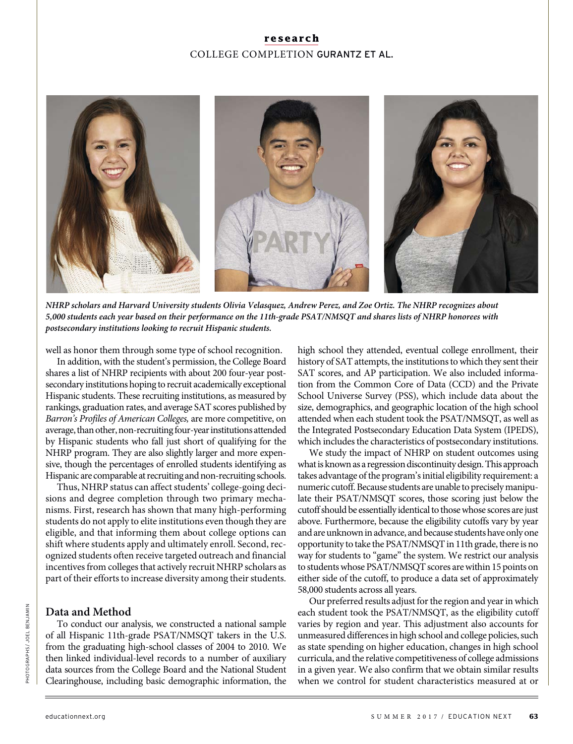*NHRP scholars and Harvard University students Olivia Velasquez, Andrew Perez, and Zoe Ortiz. The NHRP recognizes about 5,000 students each year based on their performance on the 11th-grade PSAT/NMSQT and shares lists of NHRP honorees with postsecondary institutions looking to recruit Hispanic students.*

well as honor them through some type of school recognition.

In addition, with the student's permission, the College Board shares a list of NHRP recipients with about 200 four-year postsecondary institutions hoping to recruit academically exceptional Hispanic students. These recruiting institutions, as measured by rankings, graduation rates, and average SAT scores published by *Barron's Profiles of American Colleges,* are more competitive, on average, than other, non-recruiting four-year institutions attended by Hispanic students who fall just short of qualifying for the NHRP program. They are also slightly larger and more expensive, though the percentages of enrolled students identifying as Hispanic are comparable at recruiting and non-recruiting schools.

Thus, NHRP status can affect students' college-going decisions and degree completion through two primary mechanisms. First, research has shown that many high-performing students do not apply to elite institutions even though they are eligible, and that informing them about college options can shift where students apply and ultimately enroll. Second, recognized students often receive targeted outreach and financial incentives from colleges that actively recruit NHRP scholars as part of their efforts to increase diversity among their students.

## Data and Method

To conduct our analysis, we constructed a national sample of all Hispanic 11th-grade PSAT/NMSQT takers in the U.S. from the graduating high-school classes of 2004 to 2010. We then linked individual-level records to a number of auxiliary data sources from the College Board and the National Student Clearinghouse, including basic demographic information, the high school they attended, eventual college enrollment, their history of SAT attempts, the institutions to which they sent their SAT scores, and AP participation. We also included information from the Common Core of Data (CCD) and the Private School Universe Survey (PSS), which include data about the size, demographics, and geographic location of the high school attended when each student took the PSAT/NMSQT, as well as the Integrated Postsecondary Education Data System (IPEDS), which includes the characteristics of postsecondary institutions.

We study the impact of NHRP on student outcomes using what is known as a regression discontinuity design. This approach takes advantage of the program's initial eligibility requirement: a numeric cutoff. Because students are unable to precisely manipulate their PSAT/NMSQT scores, those scoring just below the cutoff should be essentially identical to those whose scores are just above. Furthermore, because the eligibility cutoffs vary by year and are unknown in advance, and because students have only one opportunity to take the PSAT/NMSQT in 11th grade, there is no way for students to "game" the system. We restrict our analysis to students whose PSAT/NMSQT scores are within 15 points on either side of the cutoff, to produce a data set of approximately 58,000 students across all years.

Our preferred results adjust for the region and year in which each student took the PSAT/NMSQT, as the eligibility cutoff varies by region and year. This adjustment also accounts for unmeasured differences in high school and college policies, such as state spending on higher education, changes in high school curricula, and the relative competitiveness of college admissions in a given year. We also confirm that we obtain similar results when we control for student characteristics measured at or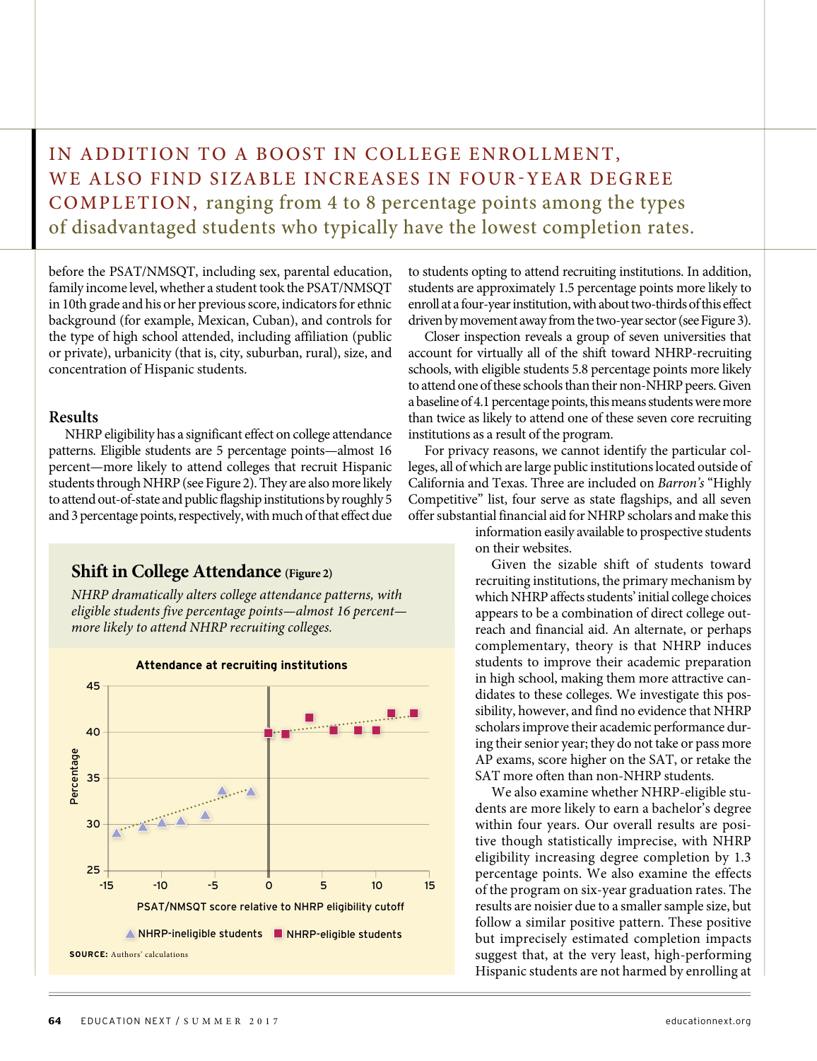IN ADDITION TO A BOOST IN COLLEGE ENROLLMENT, WE ALSO FIND SIZABLE INCREASES IN FOUR-YEAR DEGREE COMPLETION, ranging from 4 to 8 percentage points among the types of disadvantaged students who typically have the lowest completion rates.

before the PSAT/NMSQT, including sex, parental education, family income level, whether a student took the PSAT/NMSQT in 10th grade and his or her previous score, indicators for ethnic background (for example, Mexican, Cuban), and controls for the type of high school attended, including affiliation (public or private), urbanicity (that is, city, suburban, rural), size, and concentration of Hispanic students.

## Results

NHRP eligibility has a significant effect on college attendance patterns. Eligible students are 5 percentage points—almost 16 percent—more likely to attend colleges that recruit Hispanic students through NHRP (see Figure 2). They are also more likely to attend out-of-state and public flagship institutions by roughly 5 and 3 percentage points, respectively, with much of that effect due to students opting to attend recruiting institutions. In addition, students are approximately 1.5 percentage points more likely to enroll at a four-year institution, with about two-thirds of this effect driven by movement away from the two-year sector (see Figure 3).

Closer inspection reveals a group of seven universities that account for virtually all of the shift toward NHRP-recruiting schools, with eligible students 5.8 percentage points more likely to attend one of these schools than their non-NHRP peers. Given a baseline of 4.1 percentage points, this means students were more than twice as likely to attend one of these seven core recruiting institutions as a result of the program.

For privacy reasons, we cannot identify the particular colleges, all of which are large public institutions located outside of California and Texas. Three are included on *Barron's* "Highly Competitive" list, four serve as state flagships, and all seven offer substantial financial aid for NHRP scholars and make this information easily available to prospective students on their websites.

Given the sizable shift of students toward recruiting institutions, the primary mechanism by which NHRP affects students' initial college choices appears to be a combination of direct college outreach and financial aid. An alternate, or perhaps complementary, theory is that NHRP induces students to improve their academic preparation in high school, making them more attractive candidates to these colleges. We investigate this possibility, however, and find no evidence that NHRP scholars improve their academic performance during their senior year; they do not take or pass more AP exams, score higher on the SAT, or retake the SAT more often than non-NHRP students.

We also examine whether NHRP-eligible students are more likely to earn a bachelor's degree within four years. Our overall results are positive though statistically imprecise, with NHRP eligibility increasing degree completion by 1.3 percentage points. We also examine the effects of the program on six-year graduation rates. The results are noisier due to a smaller sample size, but follow a similar positive pattern. These positive but imprecisely estimated completion impacts suggest that, at the very least, high-performing Hispanic students are not harmed by enrolling at

### Shift in College Attendance (Figure 2)

*NHRP dramatically alters college attendance patterns, with eligible students five percentage points—almost 16 percent—more likely to attend NHRP recruiting colleges.*

**Attendance at recruiting institutions**

(Chart: Percentage vs. PSAT/NMSQT score relative to NHRP eligibility cutoff; ▲ NHRP-ineligible students, ■ NHRP-eligible students)

**SOURCE:** Authors' calculations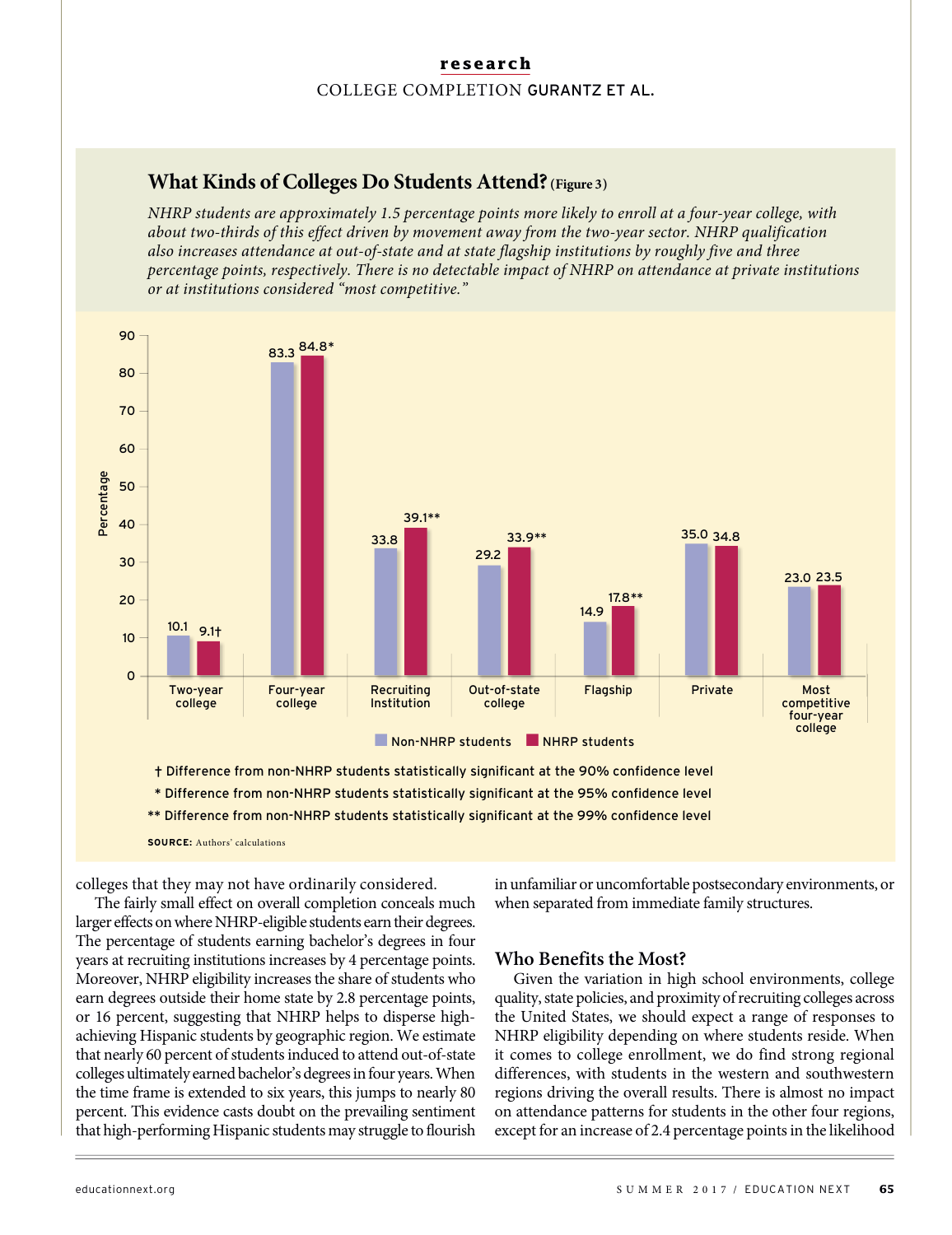### What Kinds of Colleges Do Students Attend? (Figure 3)

*NHRP students are approximately 1.5 percentage points more likely to enroll at a four-year college, with about two-thirds of this effect driven by movement away from the two-year sector. NHRP qualification also increases attendance at out-of-state and at state flagship institutions by roughly five and three percentage points, respectively. There is no detectable impact of NHRP on attendance at private institutions or at institutions considered "most competitive."*

| | Non-NHRP students | NHRP students |
|---|---|---|
| Two-year college | 10.1 | 9.1† |
| Four-year college | 83.3 | 84.8* |
| Recruiting Institution | 33.8 | 39.1** |
| Out-of-state college | 29.2 | 33.9** |
| Flagship | 14.9 | 17.8** |
| Private | 35.0 | 34.8 |
| Most competitive four-year college | 23.0 | 23.5 |

† Difference from non-NHRP students statistically significant at the 90% confidence level

* Difference from non-NHRP students statistically significant at the 95% confidence level

** Difference from non-NHRP students statistically significant at the 99% confidence level

**SOURCE:** Authors' calculations

colleges that they may not have ordinarily considered.

The fairly small effect on overall completion conceals much larger effects on where NHRP-eligible students earn their degrees. The percentage of students earning bachelor's degrees in four years at recruiting institutions increases by 4 percentage points. Moreover, NHRP eligibility increases the share of students who earn degrees outside their home state by 2.8 percentage points, or 16 percent, suggesting that NHRP helps to disperse high-achieving Hispanic students by geographic region. We estimate that nearly 60 percent of students induced to attend out-of-state colleges ultimately earned bachelor's degrees in four years. When the time frame is extended to six years, this jumps to nearly 80 percent. This evidence casts doubt on the prevailing sentiment that high-performing Hispanic students may struggle to flourish in unfamiliar or uncomfortable postsecondary environments, or when separated from immediate family structures.

## Who Benefits the Most?

Given the variation in high school environments, college quality, state policies, and proximity of recruiting colleges across the United States, we should expect a range of responses to NHRP eligibility depending on where students reside. When it comes to college enrollment, we do find strong regional differences, with students in the western and southwestern regions driving the overall results. There is almost no impact on attendance patterns for students in the other four regions, except for an increase of 2.4 percentage points in the likelihood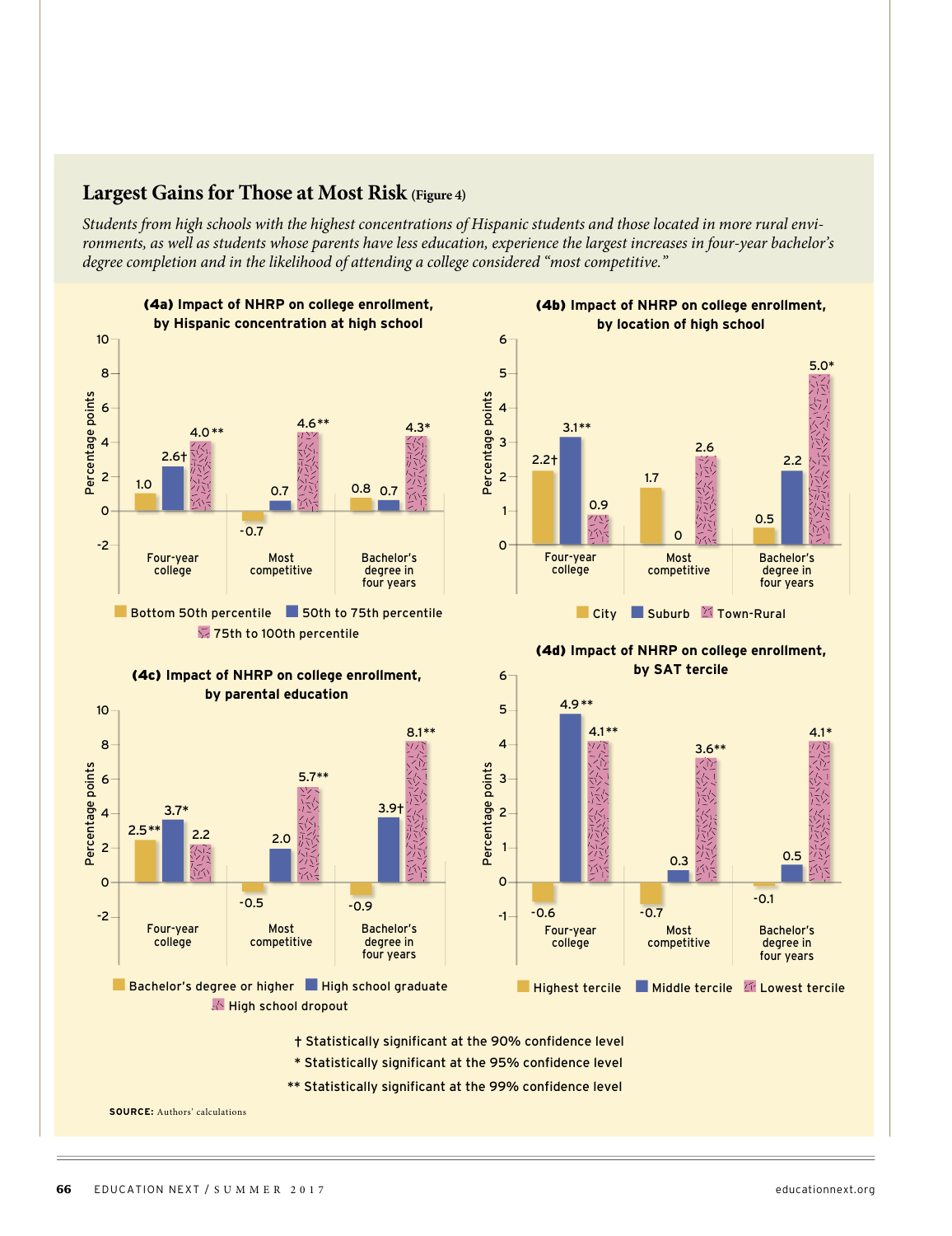## Largest Gains for Those at Most Risk (Figure 4)

*Students from high schools with the highest concentrations of Hispanic students and those located in more rural environments, as well as students whose parents have less education, experience the largest increases in four-year bachelor's degree completion and in the likelihood of attending a college considered "most competitive."*

**(4a) Impact of NHRP on college enrollment, by Hispanic concentration at high school**

| | Bottom 50th percentile | 50th to 75th percentile | 75th to 100th percentile |
|---|---|---|---|
| Four-year college | 1.0 | 2.6† | 4.0** |
| Most competitive | -0.7 | 0.7 | 4.6** |
| Bachelor's degree in four years | 0.8 | 0.7 | 4.3* |

**(4b) Impact of NHRP on college enrollment, by location of high school**

| | City | Suburb | Town-Rural |
|---|---|---|---|
| Four-year college | 2.2† | 3.1** | 0.9 |
| Most competitive | 1.7 | 0 | 2.6 |
| Bachelor's degree in four years | 0.5 | 2.2 | 5.0* |

**(4c) Impact of NHRP on college enrollment, by parental education**

| | Bachelor's degree or higher | High school graduate | High school dropout |
|---|---|---|---|
| Four-year college | 2.5** | 3.7* | 2.2 |
| Most competitive | -0.5 | 2.0 | 5.7** |
| Bachelor's degree in four years | -0.9 | 3.9† | 8.1** |

**(4d) Impact of NHRP on college enrollment, by SAT tercile**

| | Highest tercile | Middle tercile | Lowest tercile |
|---|---|---|---|
| Four-year college | -0.6 | 4.9** | 4.1** |
| Most competitive | -0.7 | 0.3 | 3.6** |
| Bachelor's degree in four years | -0.1 | 0.5 | 4.1* |

Values in percentage points.

† Statistically significant at the 90% confidence level
* Statistically significant at the 95% confidence level
** Statistically significant at the 99% confidence level

**SOURCE:** Authors' calculations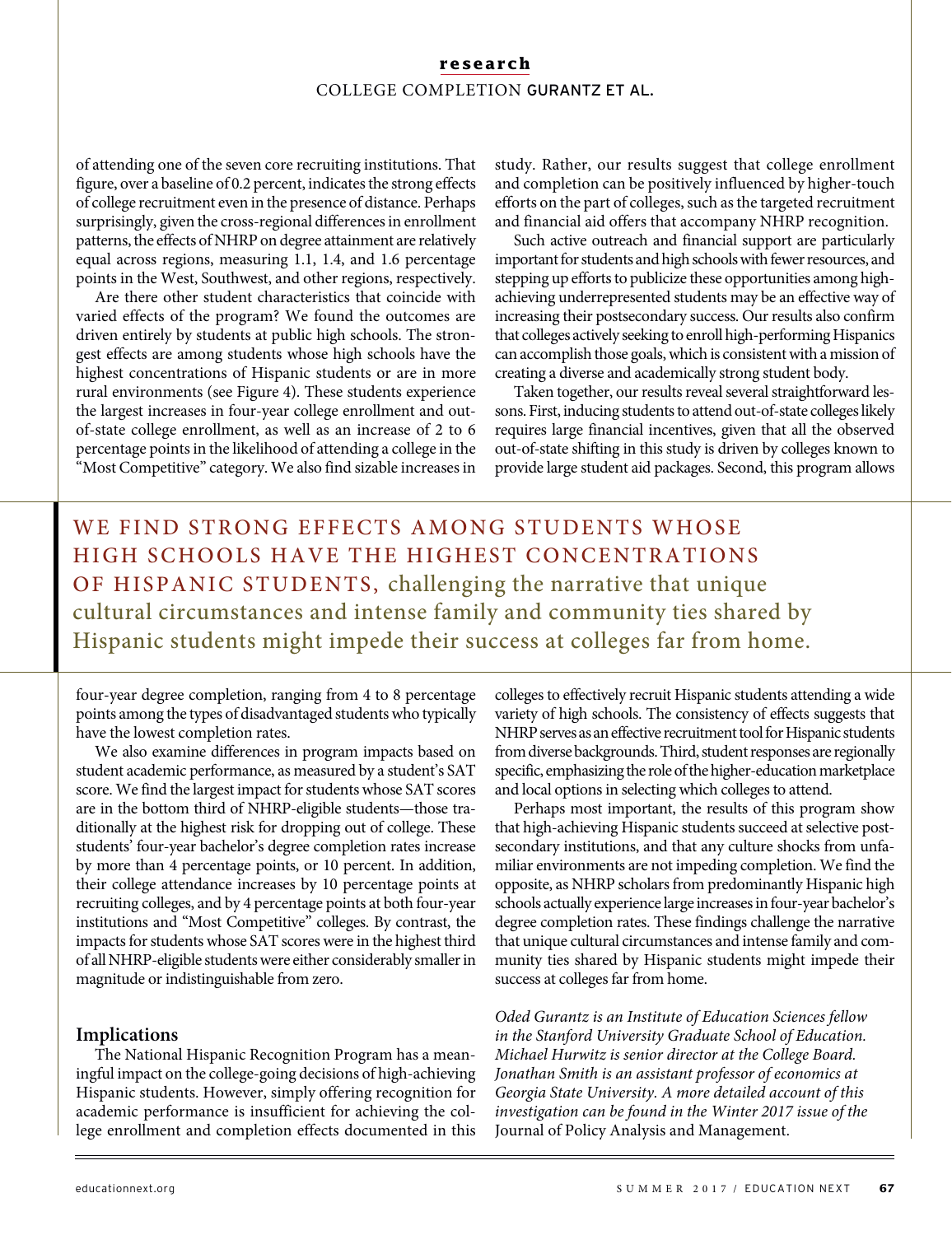of attending one of the seven core recruiting institutions. That figure, over a baseline of 0.2 percent, indicates the strong effects of college recruitment even in the presence of distance. Perhaps surprisingly, given the cross-regional differences in enrollment patterns, the effects of NHRP on degree attainment are relatively equal across regions, measuring 1.1, 1.4, and 1.6 percentage points in the West, Southwest, and other regions, respectively.

Are there other student characteristics that coincide with varied effects of the program? We found the outcomes are driven entirely by students at public high schools. The strongest effects are among students whose high schools have the highest concentrations of Hispanic students or are in more rural environments (see Figure 4). These students experience the largest increases in four-year college enrollment and out-of-state college enrollment, as well as an increase of 2 to 6 percentage points in the likelihood of attending a college in the "Most Competitive" category. We also find sizable increases in four-year degree completion, ranging from 4 to 8 percentage points among the types of disadvantaged students who typically have the lowest completion rates.

We also examine differences in program impacts based on student academic performance, as measured by a student's SAT score. We find the largest impact for students whose SAT scores are in the bottom third of NHRP-eligible students—those traditionally at the highest risk for dropping out of college. These students' four-year bachelor's degree completion rates increase by more than 4 percentage points, or 10 percent. In addition, their college attendance increases by 10 percentage points at recruiting colleges, and by 4 percentage points at both four-year institutions and "Most Competitive" colleges. By contrast, the impacts for students whose SAT scores were in the highest third of all NHRP-eligible students were either considerably smaller in magnitude or indistinguishable from zero.

## Implications

The National Hispanic Recognition Program has a meaningful impact on the college-going decisions of high-achieving Hispanic students. However, simply offering recognition for academic performance is insufficient for achieving the college enrollment and completion effects documented in this study. Rather, our results suggest that college enrollment and completion can be positively influenced by higher-touch efforts on the part of colleges, such as the targeted recruitment and financial aid offers that accompany NHRP recognition.

Such active outreach and financial support are particularly important for students and high schools with fewer resources, and stepping up efforts to publicize these opportunities among high-achieving underrepresented students may be an effective way of increasing their postsecondary success. Our results also confirm that colleges actively seeking to enroll high-performing Hispanics can accomplish those goals, which is consistent with a mission of creating a diverse and academically strong student body.

Taken together, our results reveal several straightforward lessons. First, inducing students to attend out-of-state colleges likely requires large financial incentives, given that all the observed out-of-state shifting in this study is driven by colleges known to provide large student aid packages. Second, this program allows colleges to effectively recruit Hispanic students attending a wide variety of high schools. The consistency of effects suggests that NHRP serves as an effective recruitment tool for Hispanic students from diverse backgrounds. Third, student responses are regionally specific, emphasizing the role of the higher-education marketplace and local options in selecting which colleges to attend.

Perhaps most important, the results of this program show that high-achieving Hispanic students succeed at selective postsecondary institutions, and that any culture shocks from unfamiliar environments are not impeding completion. We find the opposite, as NHRP scholars from predominantly Hispanic high schools actually experience large increases in four-year bachelor's degree completion rates. These findings challenge the narrative that unique cultural circumstances and intense family and community ties shared by Hispanic students might impede their success at colleges far from home.

> WE FIND STRONG EFFECTS AMONG STUDENTS WHOSE HIGH SCHOOLS HAVE THE HIGHEST CONCENTRATIONS OF HISPANIC STUDENTS, challenging the narrative that unique cultural circumstances and intense family and community ties shared by Hispanic students might impede their success at colleges far from home.

*Oded Gurantz is an Institute of Education Sciences fellow in the Stanford University Graduate School of Education. Michael Hurwitz is senior director at the College Board. Jonathan Smith is an assistant professor of economics at Georgia State University. A more detailed account of this investigation can be found in the Winter 2017 issue of the* Journal of Policy Analysis and Management.